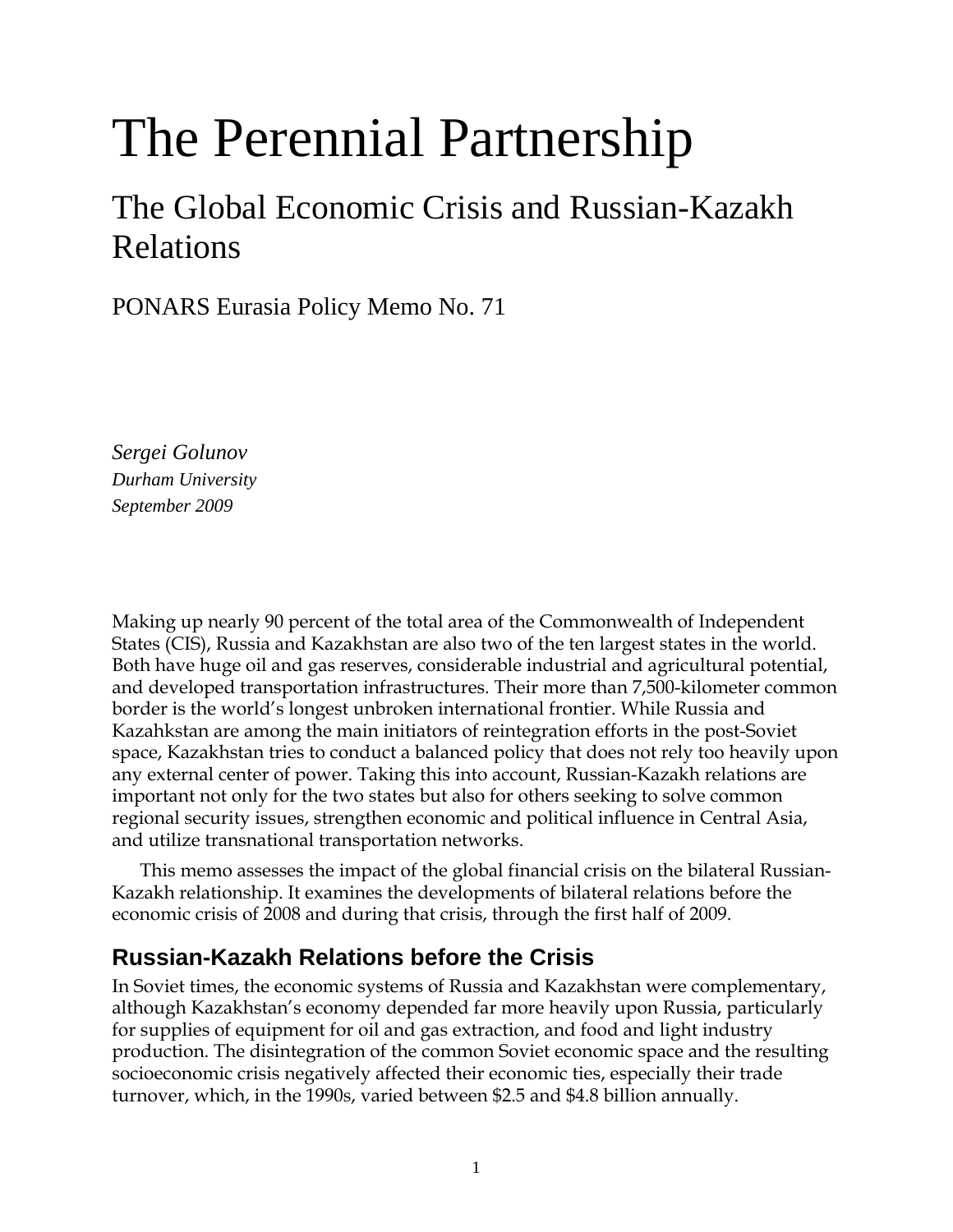# The Perennial Partnership

## The Global Economic Crisis and Russian-Kazakh Relations

PONARS Eurasia Policy Memo No. 71

*Sergei Golunov*
*Durham University*
*September 2009*

Making up nearly 90 percent of the total area of the Commonwealth of Independent States (CIS), Russia and Kazakhstan are also two of the ten largest states in the world. Both have huge oil and gas reserves, considerable industrial and agricultural potential, and developed transportation infrastructures. Their more than 7,500-kilometer common border is the world's longest unbroken international frontier. While Russia and Kazahkstan are among the main initiators of reintegration efforts in the post-Soviet space, Kazakhstan tries to conduct a balanced policy that does not rely too heavily upon any external center of power. Taking this into account, Russian-Kazakh relations are important not only for the two states but also for others seeking to solve common regional security issues, strengthen economic and political influence in Central Asia, and utilize transnational transportation networks.

This memo assesses the impact of the global financial crisis on the bilateral Russian-Kazakh relationship. It examines the developments of bilateral relations before the economic crisis of 2008 and during that crisis, through the first half of 2009.

### Russian-Kazakh Relations before the Crisis

In Soviet times, the economic systems of Russia and Kazakhstan were complementary, although Kazakhstan's economy depended far more heavily upon Russia, particularly for supplies of equipment for oil and gas extraction, and food and light industry production. The disintegration of the common Soviet economic space and the resulting socioeconomic crisis negatively affected their economic ties, especially their trade turnover, which, in the 1990s, varied between \$2.5 and \$4.8 billion annually.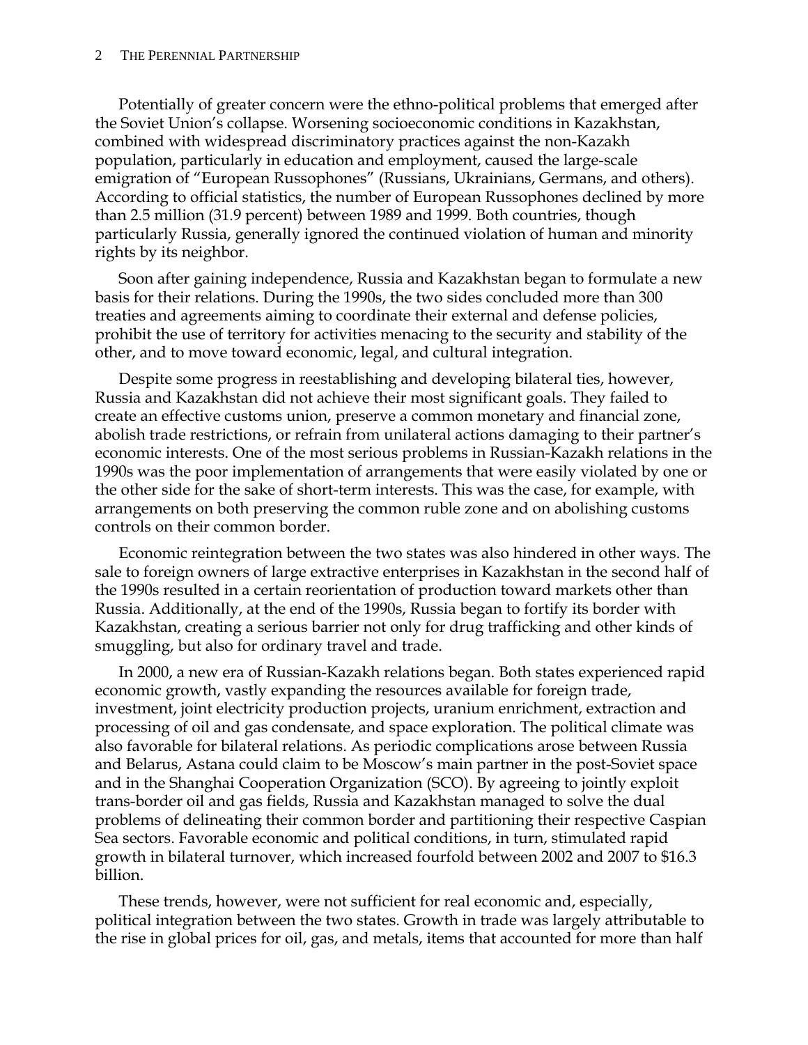Potentially of greater concern were the ethno-political problems that emerged after the Soviet Union's collapse. Worsening socioeconomic conditions in Kazakhstan, combined with widespread discriminatory practices against the non-Kazakh population, particularly in education and employment, caused the large-scale emigration of "European Russophones" (Russians, Ukrainians, Germans, and others). According to official statistics, the number of European Russophones declined by more than 2.5 million (31.9 percent) between 1989 and 1999. Both countries, though particularly Russia, generally ignored the continued violation of human and minority rights by its neighbor.

Soon after gaining independence, Russia and Kazakhstan began to formulate a new basis for their relations. During the 1990s, the two sides concluded more than 300 treaties and agreements aiming to coordinate their external and defense policies, prohibit the use of territory for activities menacing to the security and stability of the other, and to move toward economic, legal, and cultural integration.

Despite some progress in reestablishing and developing bilateral ties, however, Russia and Kazakhstan did not achieve their most significant goals. They failed to create an effective customs union, preserve a common monetary and financial zone, abolish trade restrictions, or refrain from unilateral actions damaging to their partner's economic interests. One of the most serious problems in Russian-Kazakh relations in the 1990s was the poor implementation of arrangements that were easily violated by one or the other side for the sake of short-term interests. This was the case, for example, with arrangements on both preserving the common ruble zone and on abolishing customs controls on their common border.

Economic reintegration between the two states was also hindered in other ways. The sale to foreign owners of large extractive enterprises in Kazakhstan in the second half of the 1990s resulted in a certain reorientation of production toward markets other than Russia. Additionally, at the end of the 1990s, Russia began to fortify its border with Kazakhstan, creating a serious barrier not only for drug trafficking and other kinds of smuggling, but also for ordinary travel and trade.

In 2000, a new era of Russian-Kazakh relations began. Both states experienced rapid economic growth, vastly expanding the resources available for foreign trade, investment, joint electricity production projects, uranium enrichment, extraction and processing of oil and gas condensate, and space exploration. The political climate was also favorable for bilateral relations. As periodic complications arose between Russia and Belarus, Astana could claim to be Moscow's main partner in the post-Soviet space and in the Shanghai Cooperation Organization (SCO). By agreeing to jointly exploit trans-border oil and gas fields, Russia and Kazakhstan managed to solve the dual problems of delineating their common border and partitioning their respective Caspian Sea sectors. Favorable economic and political conditions, in turn, stimulated rapid growth in bilateral turnover, which increased fourfold between 2002 and 2007 to $16.3 billion.

These trends, however, were not sufficient for real economic and, especially, political integration between the two states. Growth in trade was largely attributable to the rise in global prices for oil, gas, and metals, items that accounted for more than half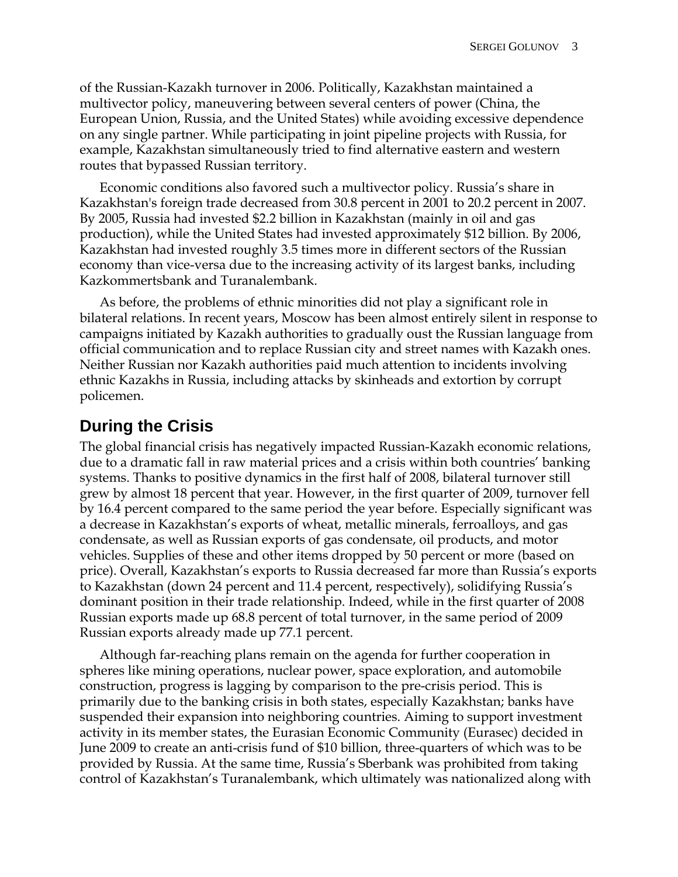of the Russian-Kazakh turnover in 2006. Politically, Kazakhstan maintained a multivector policy, maneuvering between several centers of power (China, the European Union, Russia, and the United States) while avoiding excessive dependence on any single partner. While participating in joint pipeline projects with Russia, for example, Kazakhstan simultaneously tried to find alternative eastern and western routes that bypassed Russian territory.

Economic conditions also favored such a multivector policy. Russia's share in Kazakhstan's foreign trade decreased from 30.8 percent in 2001 to 20.2 percent in 2007. By 2005, Russia had invested $2.2 billion in Kazakhstan (mainly in oil and gas production), while the United States had invested approximately $12 billion. By 2006, Kazakhstan had invested roughly 3.5 times more in different sectors of the Russian economy than vice-versa due to the increasing activity of its largest banks, including Kazkommertsbank and Turanalembank.

As before, the problems of ethnic minorities did not play a significant role in bilateral relations. In recent years, Moscow has been almost entirely silent in response to campaigns initiated by Kazakh authorities to gradually oust the Russian language from official communication and to replace Russian city and street names with Kazakh ones. Neither Russian nor Kazakh authorities paid much attention to incidents involving ethnic Kazakhs in Russia, including attacks by skinheads and extortion by corrupt policemen.

## During the Crisis

The global financial crisis has negatively impacted Russian-Kazakh economic relations, due to a dramatic fall in raw material prices and a crisis within both countries' banking systems. Thanks to positive dynamics in the first half of 2008, bilateral turnover still grew by almost 18 percent that year. However, in the first quarter of 2009, turnover fell by 16.4 percent compared to the same period the year before. Especially significant was a decrease in Kazakhstan's exports of wheat, metallic minerals, ferroalloys, and gas condensate, as well as Russian exports of gas condensate, oil products, and motor vehicles. Supplies of these and other items dropped by 50 percent or more (based on price). Overall, Kazakhstan's exports to Russia decreased far more than Russia's exports to Kazakhstan (down 24 percent and 11.4 percent, respectively), solidifying Russia's dominant position in their trade relationship. Indeed, while in the first quarter of 2008 Russian exports made up 68.8 percent of total turnover, in the same period of 2009 Russian exports already made up 77.1 percent.

Although far-reaching plans remain on the agenda for further cooperation in spheres like mining operations, nuclear power, space exploration, and automobile construction, progress is lagging by comparison to the pre-crisis period. This is primarily due to the banking crisis in both states, especially Kazakhstan; banks have suspended their expansion into neighboring countries. Aiming to support investment activity in its member states, the Eurasian Economic Community (Eurasec) decided in June 2009 to create an anti-crisis fund of $10 billion, three-quarters of which was to be provided by Russia. At the same time, Russia's Sberbank was prohibited from taking control of Kazakhstan's Turanalembank, which ultimately was nationalized along with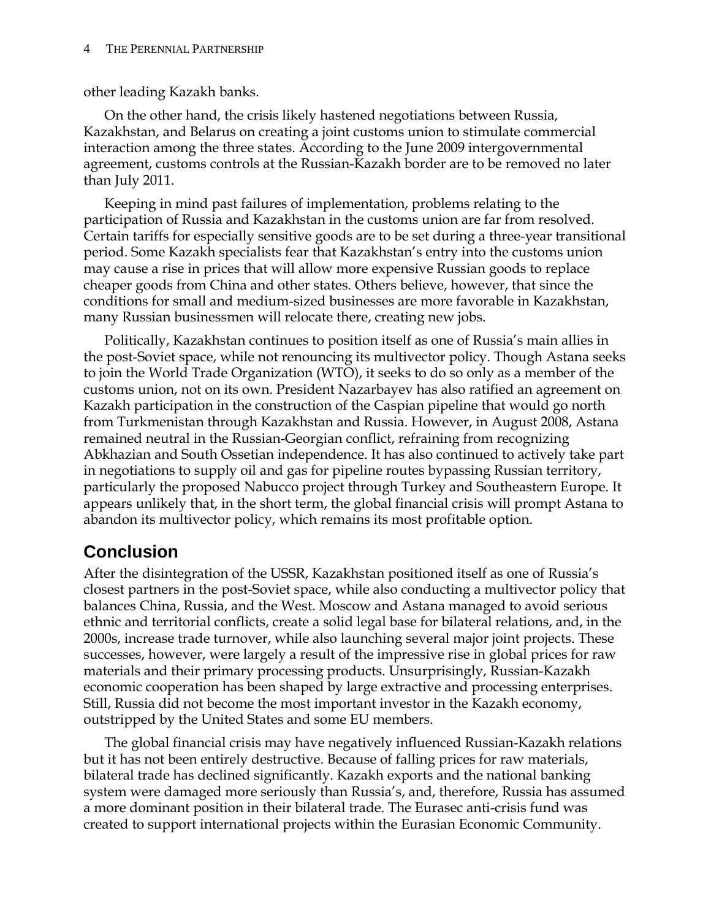other leading Kazakh banks.

On the other hand, the crisis likely hastened negotiations between Russia, Kazakhstan, and Belarus on creating a joint customs union to stimulate commercial interaction among the three states. According to the June 2009 intergovernmental agreement, customs controls at the Russian-Kazakh border are to be removed no later than July 2011.

Keeping in mind past failures of implementation, problems relating to the participation of Russia and Kazakhstan in the customs union are far from resolved. Certain tariffs for especially sensitive goods are to be set during a three-year transitional period. Some Kazakh specialists fear that Kazakhstan's entry into the customs union may cause a rise in prices that will allow more expensive Russian goods to replace cheaper goods from China and other states. Others believe, however, that since the conditions for small and medium-sized businesses are more favorable in Kazakhstan, many Russian businessmen will relocate there, creating new jobs.

Politically, Kazakhstan continues to position itself as one of Russia's main allies in the post-Soviet space, while not renouncing its multivector policy. Though Astana seeks to join the World Trade Organization (WTO), it seeks to do so only as a member of the customs union, not on its own. President Nazarbayev has also ratified an agreement on Kazakh participation in the construction of the Caspian pipeline that would go north from Turkmenistan through Kazakhstan and Russia. However, in August 2008, Astana remained neutral in the Russian-Georgian conflict, refraining from recognizing Abkhazian and South Ossetian independence. It has also continued to actively take part in negotiations to supply oil and gas for pipeline routes bypassing Russian territory, particularly the proposed Nabucco project through Turkey and Southeastern Europe. It appears unlikely that, in the short term, the global financial crisis will prompt Astana to abandon its multivector policy, which remains its most profitable option.

## Conclusion

After the disintegration of the USSR, Kazakhstan positioned itself as one of Russia's closest partners in the post-Soviet space, while also conducting a multivector policy that balances China, Russia, and the West. Moscow and Astana managed to avoid serious ethnic and territorial conflicts, create a solid legal base for bilateral relations, and, in the 2000s, increase trade turnover, while also launching several major joint projects. These successes, however, were largely a result of the impressive rise in global prices for raw materials and their primary processing products. Unsurprisingly, Russian-Kazakh economic cooperation has been shaped by large extractive and processing enterprises. Still, Russia did not become the most important investor in the Kazakh economy, outstripped by the United States and some EU members.

The global financial crisis may have negatively influenced Russian-Kazakh relations but it has not been entirely destructive. Because of falling prices for raw materials, bilateral trade has declined significantly. Kazakh exports and the national banking system were damaged more seriously than Russia's, and, therefore, Russia has assumed a more dominant position in their bilateral trade. The Eurasec anti-crisis fund was created to support international projects within the Eurasian Economic Community.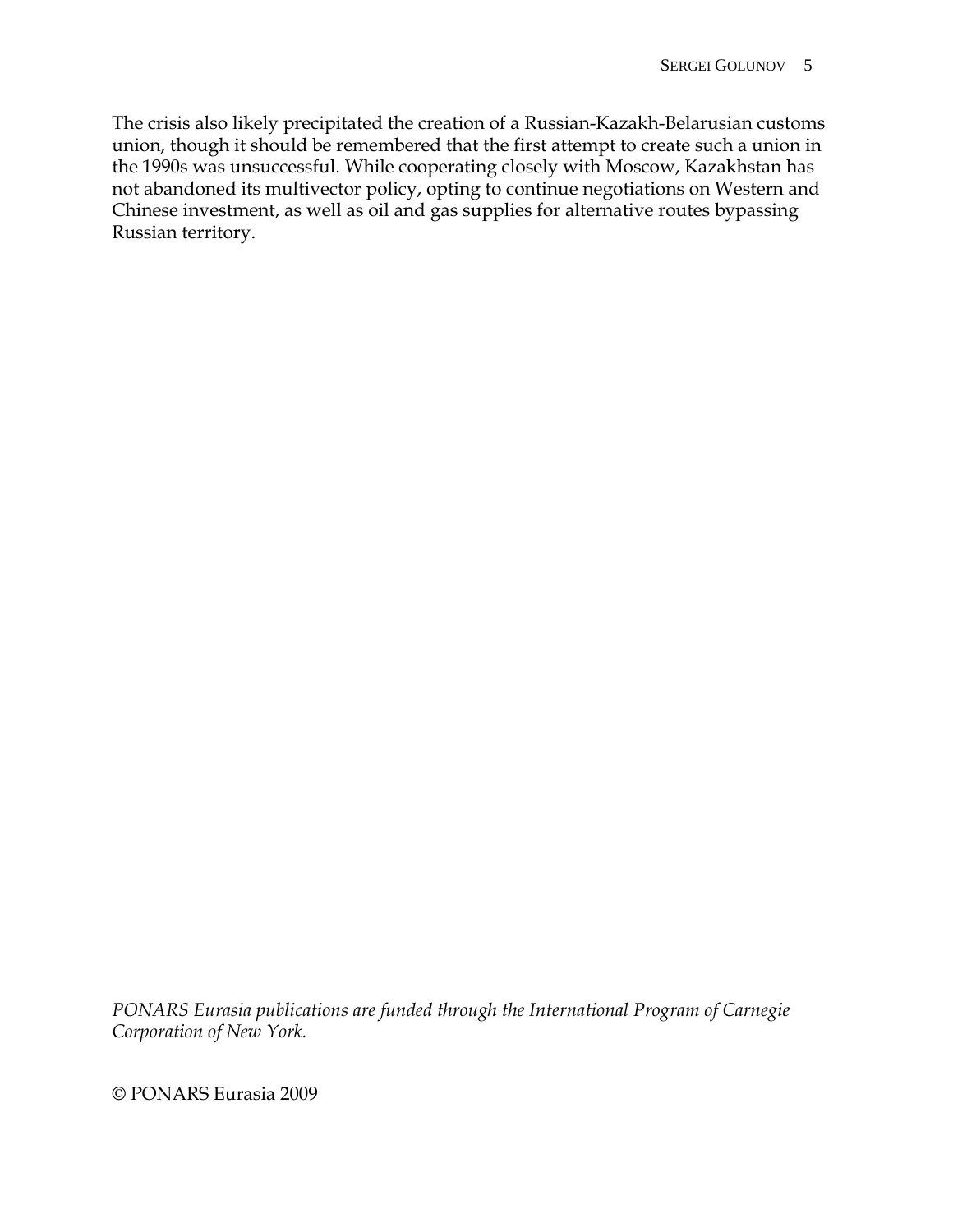The crisis also likely precipitated the creation of a Russian-Kazakh-Belarusian customs union, though it should be remembered that the first attempt to create such a union in the 1990s was unsuccessful. While cooperating closely with Moscow, Kazakhstan has not abandoned its multivector policy, opting to continue negotiations on Western and Chinese investment, as well as oil and gas supplies for alternative routes bypassing Russian territory.

*PONARS Eurasia publications are funded through the International Program of Carnegie Corporation of New York.*

© PONARS Eurasia 2009